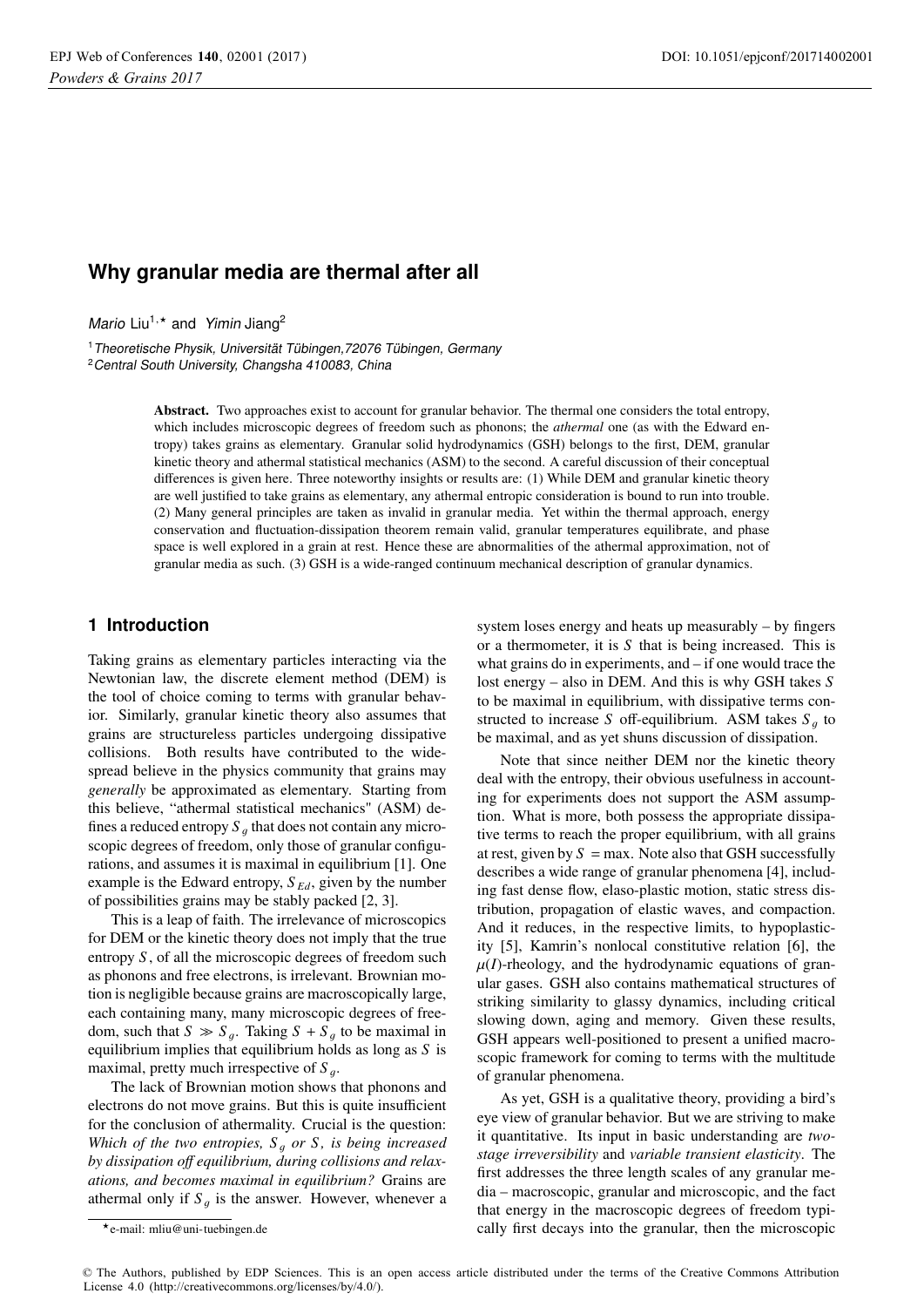# Why granular media are thermal after all

*Mario* Liu[1,⋆] and *Yimin* Jiang[2]

[1] *Theoretische Physik, Universität Tübingen,72076 Tübingen, Germany*
[2] *Central South University, Changsha 410083, China*

**Abstract.** Two approaches exist to account for granular behavior. The thermal one considers the total entropy, which includes microscopic degrees of freedom such as phonons; the *athermal* one (as with the Edward entropy) takes grains as elementary. Granular solid hydrodynamics (GSH) belongs to the first, DEM, granular kinetic theory and athermal statistical mechanics (ASM) to the second. A careful discussion of their conceptual differences is given here. Three noteworthy insights or results are: (1) While DEM and granular kinetic theory are well justified to take grains as elementary, any athermal entropic consideration is bound to run into trouble. (2) Many general principles are taken as invalid in granular media. Yet within the thermal approach, energy conservation and fluctuation-dissipation theorem remain valid, granular temperatures equilibrate, and phase space is well explored in a grain at rest. Hence these are abnormalities of the athermal approximation, not of granular media as such. (3) GSH is a wide-ranged continuum mechanical description of granular dynamics.

## 1 Introduction

Taking grains as elementary particles interacting via the Newtonian law, the discrete element method (DEM) is the tool of choice coming to terms with granular behavior. Similarly, granular kinetic theory also assumes that grains are structureless particles undergoing dissipative collisions. Both results have contributed to the widespread believe in the physics community that grains may *generally* be approximated as elementary. Starting from this believe, "athermal statistical mechanics" (ASM) defines a reduced entropy $S_g$ that does not contain any microscopic degrees of freedom, only those of granular configurations, and assumes it is maximal in equilibrium [1]. One example is the Edward entropy, $S_{Ed}$, given by the number of possibilities grains may be stably packed [2, 3].

This is a leap of faith. The irrelevance of microscopics for DEM or the kinetic theory does not imply that the true entropy $S$, of all the microscopic degrees of freedom such as phonons and free electrons, is irrelevant. Brownian motion is negligible because grains are macroscopically large, each containing many, many microscopic degrees of freedom, such that $S \gg S_g$. Taking $S + S_g$ to be maximal in equilibrium implies that equilibrium holds as long as $S$ is maximal, pretty much irrespective of $S_g$.

The lack of Brownian motion shows that phonons and electrons do not move grains. But this is quite insufficient for the conclusion of athermality. Crucial is the question: *Which of the two entropies, $S_g$ or $S$, is being increased by dissipation off equilibrium, during collisions and relaxations, and becomes maximal in equilibrium?* Grains are athermal only if $S_g$ is the answer. However, whenever a system loses energy and heats up measurably – by fingers or a thermometer, it is $S$ that is being increased. This is what grains do in experiments, and – if one would trace the lost energy – also in DEM. And this is why GSH takes $S$ to be maximal in equilibrium, with dissipative terms constructed to increase $S$ off-equilibrium. ASM takes $S_g$ to be maximal, and as yet shuns discussion of dissipation.

Note that since neither DEM nor the kinetic theory deal with the entropy, their obvious usefulness in accounting for experiments does not support the ASM assumption. What is more, both possess the appropriate dissipative terms to reach the proper equilibrium, with all grains at rest, given by $S = \max$. Note also that GSH successfully describes a wide range of granular phenomena [4], including fast dense flow, elaso-plastic motion, static stress distribution, propagation of elastic waves, and compaction. And it reduces, in the respective limits, to hypoplasticity [5], Kamrin's nonlocal constitutive relation [6], the $\mu(I)$-rheology, and the hydrodynamic equations of granular gases. GSH also contains mathematical structures of striking similarity to glassy dynamics, including critical slowing down, aging and memory. Given these results, GSH appears well-positioned to present a unified macroscopic framework for coming to terms with the multitude of granular phenomena.

As yet, GSH is a qualitative theory, providing a bird's eye view of granular behavior. But we are striving to make it quantitative. Its input in basic understanding are *two-stage irreversibility* and *variable transient elasticity*. The first addresses the three length scales of any granular media – macroscopic, granular and microscopic, and the fact that energy in the macroscopic degrees of freedom typically first decays into the granular, then the microscopic

⋆e-mail: mliu@uni-tuebingen.de

© The Authors, published by EDP Sciences. This is an open access article distributed under the terms of the Creative Commons Attribution License 4.0 (http://creativecommons.org/licenses/by/4.0/).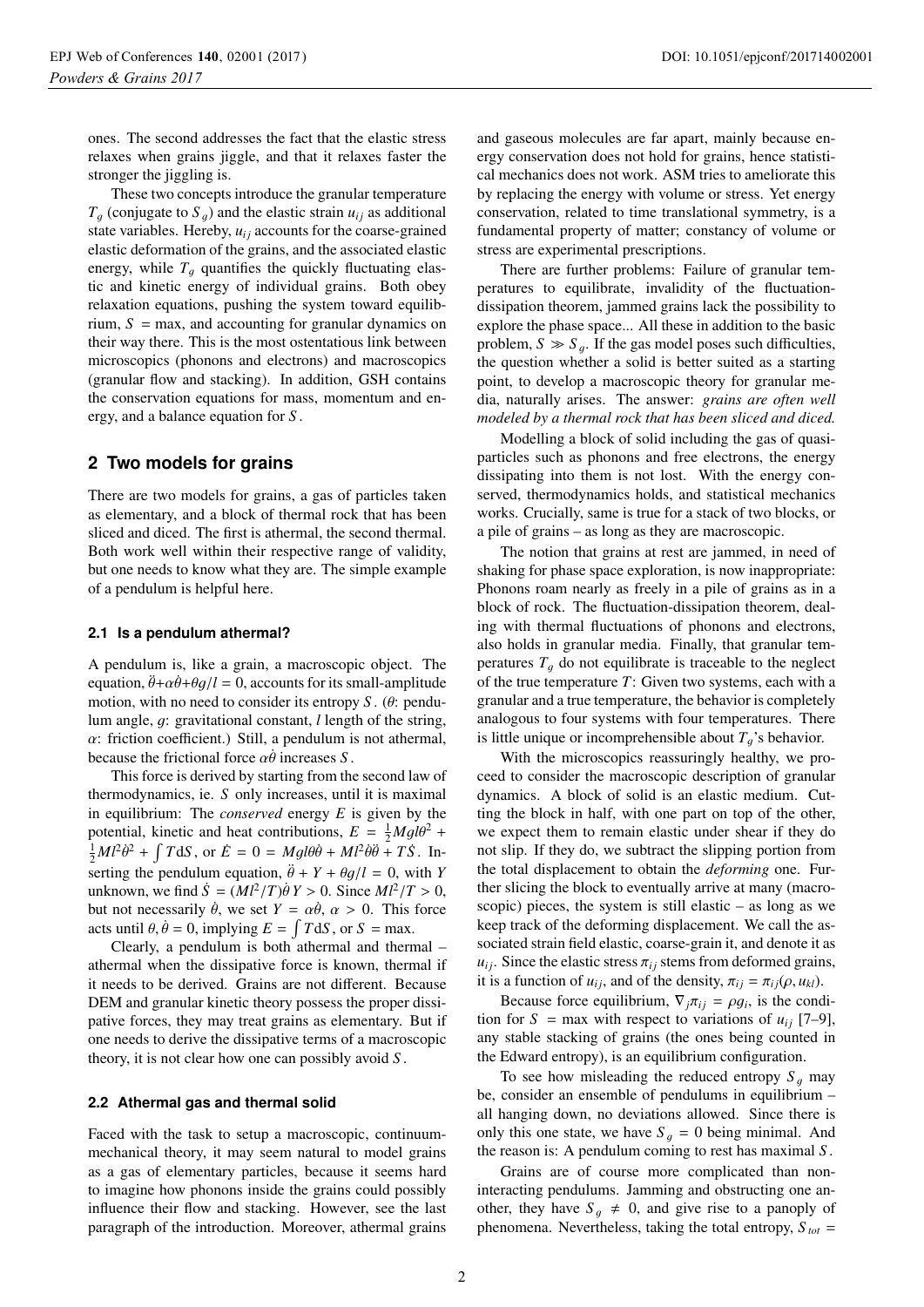ones. The second addresses the fact that the elastic stress relaxes when grains jiggle, and that it relaxes faster the stronger the jiggling is.

These two concepts introduce the granular temperature $T_g$ (conjugate to $S_g$) and the elastic strain $u_{ij}$ as additional state variables. Hereby, $u_{ij}$ accounts for the coarse-grained elastic deformation of the grains, and the associated elastic energy, while $T_g$ quantifies the quickly fluctuating elastic and kinetic energy of individual grains. Both obey relaxation equations, pushing the system toward equilibrium, $S$ = max, and accounting for granular dynamics on their way there. This is the most ostentatious link between microscopics (phonons and electrons) and macroscopics (granular flow and stacking). In addition, GSH contains the conservation equations for mass, momentum and energy, and a balance equation for $S$.

## 2 Two models for grains

There are two models for grains, a gas of particles taken as elementary, and a block of thermal rock that has been sliced and diced. The first is athermal, the second thermal. Both work well within their respective range of validity, but one needs to know what they are. The simple example of a pendulum is helpful here.

### 2.1 Is a pendulum athermal?

A pendulum is, like a grain, a macroscopic object. The equation, $\ddot{\theta}+\alpha\dot{\theta}+\theta g/l = 0$, accounts for its small-amplitude motion, with no need to consider its entropy $S$. ($\theta$: pendulum angle, $g$: gravitational constant, $l$ length of the string, $\alpha$: friction coefficient.) Still, a pendulum is not athermal, because the frictional force $\alpha\dot{\theta}$ increases $S$.

This force is derived by starting from the second law of thermodynamics, ie. $S$ only increases, until it is maximal in equilibrium: The *conserved* energy $E$ is given by the potential, kinetic and heat contributions, $E = \frac{1}{2}Mgl\theta^2 + \frac{1}{2}Ml^2\dot{\theta}^2 + \int T\mathrm{d}S$, or $\dot{E} = 0 = Mgl\theta\dot{\theta} + Ml^2\dot{\theta}\ddot{\theta} + T\dot{S}$. Inserting the pendulum equation, $\ddot{\theta} + Y + \theta g/l = 0$, with $Y$ unknown, we find $\dot{S} = (Ml^2/T)\dot{\theta}\,Y > 0$. Since $Ml^2/T > 0$, but not necessarily $\dot{\theta}$, we set $Y = \alpha\dot{\theta}$, $\alpha > 0$. This force acts until $\theta, \dot{\theta} = 0$, implying $E = \int T\mathrm{d}S$, or $S$ = max.

Clearly, a pendulum is both athermal and thermal – athermal when the dissipative force is known, thermal if it needs to be derived. Grains are not different. Because DEM and granular kinetic theory possess the proper dissipative forces, they may treat grains as elementary. But if one needs to derive the dissipative terms of a macroscopic theory, it is not clear how one can possibly avoid $S$.

### 2.2 Athermal gas and thermal solid

Faced with the task to setup a macroscopic, continuum-mechanical theory, it may seem natural to model grains as a gas of elementary particles, because it seems hard to imagine how phonons inside the grains could possibly influence their flow and stacking. However, see the last paragraph of the introduction. Moreover, athermal grains and gaseous molecules are far apart, mainly because energy conservation does not hold for grains, hence statistical mechanics does not work. ASM tries to ameliorate this by replacing the energy with volume or stress. Yet energy conservation, related to time translational symmetry, is a fundamental property of matter; constancy of volume or stress are experimental prescriptions.

There are further problems: Failure of granular temperatures to equilibrate, invalidity of the fluctuation-dissipation theorem, jammed grains lack the possibility to explore the phase space... All these in addition to the basic problem, $S \gg S_g$. If the gas model poses such difficulties, the question whether a solid is better suited as a starting point, to develop a macroscopic theory for granular media, naturally arises. The answer: *grains are often well modeled by a thermal rock that has been sliced and diced.*

Modelling a block of solid including the gas of quasi-particles such as phonons and free electrons, the energy dissipating into them is not lost. With the energy conserved, thermodynamics holds, and statistical mechanics works. Crucially, same is true for a stack of two blocks, or a pile of grains – as long as they are macroscopic.

The notion that grains at rest are jammed, in need of shaking for phase space exploration, is now inappropriate: Phonons roam nearly as freely in a pile of grains as in a block of rock. The fluctuation-dissipation theorem, dealing with thermal fluctuations of phonons and electrons, also holds in granular media. Finally, that granular temperatures $T_g$ do not equilibrate is traceable to the neglect of the true temperature $T$: Given two systems, each with a granular and a true temperature, the behavior is completely analogous to four systems with four temperatures. There is little unique or incomprehensible about $T_g$'s behavior.

With the microscopics reassuringly healthy, we proceed to consider the macroscopic description of granular dynamics. A block of solid is an elastic medium. Cutting the block in half, with one part on top of the other, we expect them to remain elastic under shear if they do not slip. If they do, we subtract the slipping portion from the total displacement to obtain the *deforming* one. Further slicing the block to eventually arrive at many (macroscopic) pieces, the system is still elastic – as long as we keep track of the deforming displacement. We call the associated strain field elastic, coarse-grain it, and denote it as $u_{ij}$. Since the elastic stress $\pi_{ij}$ stems from deformed grains, it is a function of $u_{ij}$, and of the density, $\pi_{ij} = \pi_{ij}(\rho, u_{kl})$.

Because force equilibrium, $\nabla_j\pi_{ij} = \rho g_i$, is the condition for $S$ = max with respect to variations of $u_{ij}$ [7–9], any stable stacking of grains (the ones being counted in the Edward entropy), is an equilibrium configuration.

To see how misleading the reduced entropy $S_g$ may be, consider an ensemble of pendulums in equilibrium – all hanging down, no deviations allowed. Since there is only this one state, we have $S_g = 0$ being minimal. And the reason is: A pendulum coming to rest has maximal $S$.

Grains are of course more complicated than non-interacting pendulums. Jamming and obstructing one another, they have $S_g \neq 0$, and give rise to a panoply of phenomena. Nevertheless, taking the total entropy, $S_{tot}$ =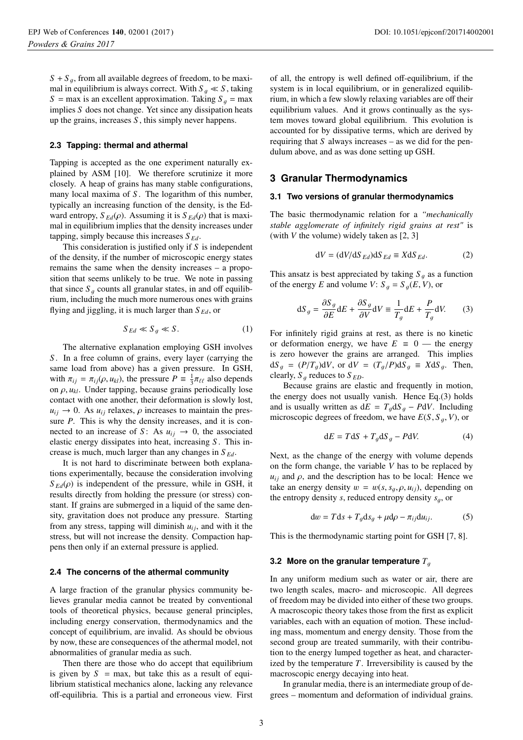$S + S_g$, from all available degrees of freedom, to be maximal in equilibrium is always correct. With $S_g \ll S$, taking $S = \max$ is an excellent approximation. Taking $S_g = \max$ implies $S$ does not change. Yet since any dissipation heats up the grains, increases $S$, this simply never happens.

### 2.3 Tapping: thermal and athermal

Tapping is accepted as the one experiment naturally explained by ASM [10]. We therefore scrutinize it more closely. A heap of grains has many stable configurations, many local maxima of $S$. The logarithm of this number, typically an increasing function of the density, is the Edward entropy, $S_{Ed}(\rho)$. Assuming it is $S_{Ed}(\rho)$ that is maximal in equilibrium implies that the density increases under tapping, simply because this increases $S_{Ed}$.

This consideration is justified only if $S$ is independent of the density, if the number of microscopic energy states remains the same when the density increases – a proposition that seems unlikely to be true. We note in passing that since $S_g$ counts all granular states, in and off equilibrium, including the much more numerous ones with grains flying and jiggling, it is much larger than $S_{Ed}$, or

$$S_{Ed} \ll S_g \ll S. \tag{1}$$

The alternative explanation employing GSH involves $S$. In a free column of grains, every layer (carrying the same load from above) has a given pressure. In GSH, with $\pi_{ij} = \pi_{ij}(\rho, u_{kl})$, the pressure $P \equiv \frac{1}{3}\pi_{\ell\ell}$ also depends on $\rho, u_{kl}$. Under tapping, because grains periodically lose contact with one another, their deformation is slowly lost, $u_{ij} \to 0$. As $u_{ij}$ relaxes, $\rho$ increases to maintain the pressure $P$. This is why the density increases, and it is connected to an increase of $S$: As $u_{ij} \to 0$, the associated elastic energy dissipates into heat, increasing $S$. This increase is much, much larger than any changes in $S_{Ed}$.

It is not hard to discriminate between both explanations experimentally, because the consideration involving $S_{Ed}(\rho)$ is independent of the pressure, while in GSH, it results directly from holding the pressure (or stress) constant. If grains are submerged in a liquid of the same density, gravitation does not produce any pressure. Starting from any stress, tapping will diminish $u_{ij}$, and with it the stress, but will not increase the density. Compaction happens then only if an external pressure is applied.

### 2.4 The concerns of the athermal community

A large fraction of the granular physics community believes granular media cannot be treated by conventional tools of theoretical physics, because general principles, including energy conservation, thermodynamics and the concept of equilibrium, are invalid. As should be obvious by now, these are consequences of the athermal model, not abnormalities of granular media as such.

Then there are those who do accept that equilibrium is given by $S = \max$, but take this as a result of equilibrium statistical mechanics alone, lacking any relevance off-equilibria. This is a partial and erroneous view. First of all, the entropy is well defined off-equilibrium, if the system is in local equilibrium, or in generalized equilibrium, in which a few slowly relaxing variables are off their equilibrium values. And it grows continually as the system moves toward global equilibrium. This evolution is accounted for by dissipative terms, which are derived by requiring that $S$ always increases – as we did for the pendulum above, and as was done setting up GSH.

## 3 Granular Thermodynamics

### 3.1 Two versions of granular thermodynamics

The basic thermodynamic relation for a *"mechanically stable agglomerate of infinitely rigid grains at rest"* is (with $V$ the volume) widely taken as [2, 3]

$$\mathrm{d}V = (\mathrm{d}V/\mathrm{d}S_{Ed})\mathrm{d}S_{Ed} \equiv X\mathrm{d}S_{Ed}. \tag{2}$$

This ansatz is best appreciated by taking $S_g$ as a function of the energy $E$ and volume $V$: $S_g = S_g(E, V)$, or

$$\mathrm{d}S_g = \frac{\partial S_g}{\partial E}\mathrm{d}E + \frac{\partial S_g}{\partial V}\mathrm{d}V \equiv \frac{1}{T_g}\mathrm{d}E + \frac{P}{T_g}\mathrm{d}V. \tag{3}$$

For infinitely rigid grains at rest, as there is no kinetic or deformation energy, we have $E \equiv 0$ — the energy is zero however the grains are arranged. This implies $\mathrm{d}S_g = (P/T_g)\mathrm{d}V$, or $\mathrm{d}V = (T_g/P)\mathrm{d}S_g \equiv X\mathrm{d}S_g$. Then, clearly, $S_g$ reduces to $S_{ED}$.

Because grains are elastic and frequently in motion, the energy does not usually vanish. Hence Eq.(3) holds and is usually written as $\mathrm{d}E = T_g\mathrm{d}S_g - P\mathrm{d}V$. Including microscopic degrees of freedom, we have $E(S, S_g, V)$, or

$$\mathrm{d}E = T\mathrm{d}S + T_g\mathrm{d}S_g - P\mathrm{d}V. \tag{4}$$

Next, as the change of the energy with volume depends on the form change, the variable $V$ has to be replaced by $u_{ij}$ and $\rho$, and the description has to be local: Hence we take an energy density $w = w(s, s_g, \rho, u_{ij})$, depending on the entropy density $s$, reduced entropy density $s_g$, or

$$\mathrm{d}w = T\mathrm{d}s + T_g\mathrm{d}s_g + \mu\mathrm{d}\rho - \pi_{ij}\mathrm{d}u_{ij}. \tag{5}$$

This is the thermodynamic starting point for GSH [7, 8].

### 3.2 More on the granular temperature $T_g$

In any uniform medium such as water or air, there are two length scales, macro- and microscopic. All degrees of freedom may be divided into either of these two groups. A macroscopic theory takes those from the first as explicit variables, each with an equation of motion. These including mass, momentum and energy density. Those from the second group are treated summarily, with their contribution to the energy lumped together as heat, and characterized by the temperature $T$. Irreversibility is caused by the macroscopic energy decaying into heat.

In granular media, there is an intermediate group of degrees – momentum and deformation of individual grains.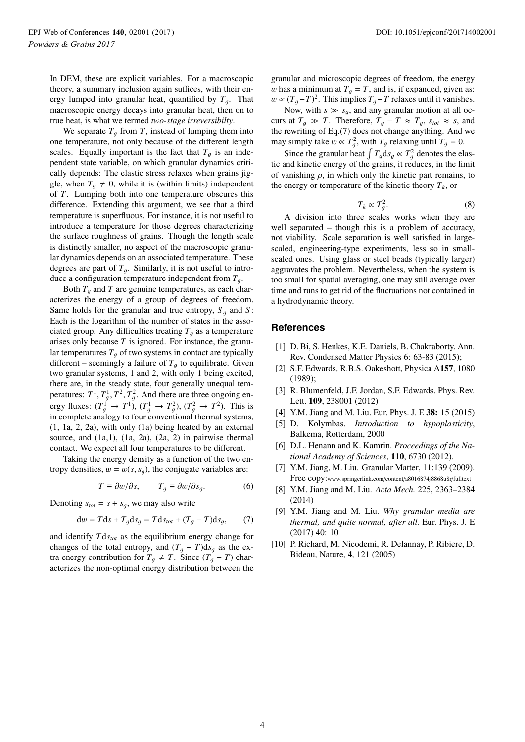In DEM, these are explicit variables. For a macroscopic theory, a summary inclusion again suffices, with their energy lumped into granular heat, quantified by $T_g$. That macroscopic energy decays into granular heat, then on to true heat, is what we termed *two-stage irreversibilty*.

We separate $T_g$ from $T$, instead of lumping them into one temperature, not only because of the different length scales. Equally important is the fact that $T_g$ is an independent state variable, on which granular dynamics critically depends: The elastic stress relaxes when grains jiggle, when $T_g \neq 0$, while it is (within limits) independent of $T$. Lumping both into one temperature obscures this difference. Extending this argument, we see that a third temperature is superfluous. For instance, it is not useful to introduce a temperature for those degrees characterizing the surface roughness of grains. Though the length scale is distinctly smaller, no aspect of the macroscopic granular dynamics depends on an associated temperature. These degrees are part of $T_g$. Similarly, it is not useful to introduce a configuration temperature independent from $T_g$.

Both $T_g$ and $T$ are genuine temperatures, as each characterizes the energy of a group of degrees of freedom. Same holds for the granular and true entropy, $S_g$ and $S$: Each is the logarithm of the number of states in the associated group. Any difficulties treating $T_g$ as a temperature arises only because $T$ is ignored. For instance, the granular temperatures $T_g$ of two systems in contact are typically different – seemingly a failure of $T_g$ to equilibrate. Given two granular systems, 1 and 2, with only 1 being excited, there are, in the steady state, four generally unequal temperatures: $T^1, T_g^1, T^2, T_g^2$. And there are three ongoing energy fluxes: $(T_g^1 \to T^1)$, $(T_g^1 \to T_g^2)$, $(T_g^2 \to T^2)$. This is in complete analogy to four conventional thermal systems, (1, 1a, 2, 2a), with only (1a) being heated by an external source, and (1a,1), (1a, 2a), (2a, 2) in pairwise thermal contact. We expect all four temperatures to be different.

Taking the energy density as a function of the two entropy densities, $w = w(s, s_g)$, the conjugate variables are:

$$T \equiv \partial w/\partial s, \qquad T_g \equiv \partial w/\partial s_g. \tag{6}$$

Denoting $s_{tot} = s + s_g$, we may also write

$$\mathrm{d}w = T\mathrm{d}s + T_g\mathrm{d}s_g = T\mathrm{d}s_{tot} + (T_g - T)\mathrm{d}s_g, \tag{7}$$

and identify $T\mathrm{d}s_{tot}$ as the equilibrium energy change for changes of the total entropy, and $(T_g - T)\mathrm{d}s_g$ as the extra energy contribution for $T_g \neq T$. Since $(T_g - T)$ characterizes the non-optimal energy distribution between the granular and microscopic degrees of freedom, the energy $w$ has a minimum at $T_g = T$, and is, if expanded, given as: $w \propto (T_g - T)^2$. This implies $T_g - T$ relaxes until it vanishes.

Now, with $s \gg s_g$, and any granular motion at all occurs at $T_g \gg T$. Therefore, $T_g - T \approx T_g$, $s_{tot} \approx s$, and the rewriting of Eq.(7) does not change anything. And we may simply take $w \propto T_g^2$, with $T_g$ relaxing until $T_g = 0$.

Since the granular heat $\int T_g \mathrm{d}s_g \propto T_g^2$ denotes the elastic and kinetic energy of the grains, it reduces, in the limit of vanishing $\rho$, in which only the kinetic part remains, to the energy or temperature of the kinetic theory $T_k$, or

$$T_k \propto T_g^2. \tag{8}$$

A division into three scales works when they are well separated – though this is a problem of accuracy, not viability. Scale separation is well satisfied in large-scaled, engineering-type experiments, less so in small-scaled ones. Using glass or steel beads (typically larger) aggravates the problem. Nevertheless, when the system is too small for spatial averaging, one may still average over time and runs to get rid of the fluctuations not contained in a hydrodynamic theory.

## References

[1] D. Bi, S. Henkes, K.E. Daniels, B. Chakraborty. Ann. Rev. Condensed Matter Physics 6: 63-83 (2015);

[2] S.F. Edwards, R.B.S. Oakeshott, Physica A**157**, 1080 (1989);

[3] R. Blumenfeld, J.F. Jordan, S.F. Edwards. Phys. Rev. Lett. **109**, 238001 (2012)

[4] Y.M. Jiang and M. Liu. Eur. Phys. J. E **38:** 15 (2015)

[5] D. Kolymbas. *Introduction to hypoplasticity*, Balkema, Rotterdam, 2000

[6] D.L. Henann and K. Kamrin. *Proceedings of the National Academy of Sciences*, **110**, 6730 (2012).

[7] Y.M. Jiang, M. Liu. Granular Matter, 11:139 (2009). Free copy:www.springerlink.com/content/a8016874j8868u8r/fulltext

[8] Y.M. Jiang and M. Liu. *Acta Mech.* 225, 2363–2384 (2014)

[9] Y.M. Jiang and M. Liu. *Why granular media are thermal, and quite normal, after all.* Eur. Phys. J. E (2017) 40: 10

[10] P. Richard, M. Nicodemi, R. Delannay, P. Ribiere, D. Bideau, Nature, **4**, 121 (2005)